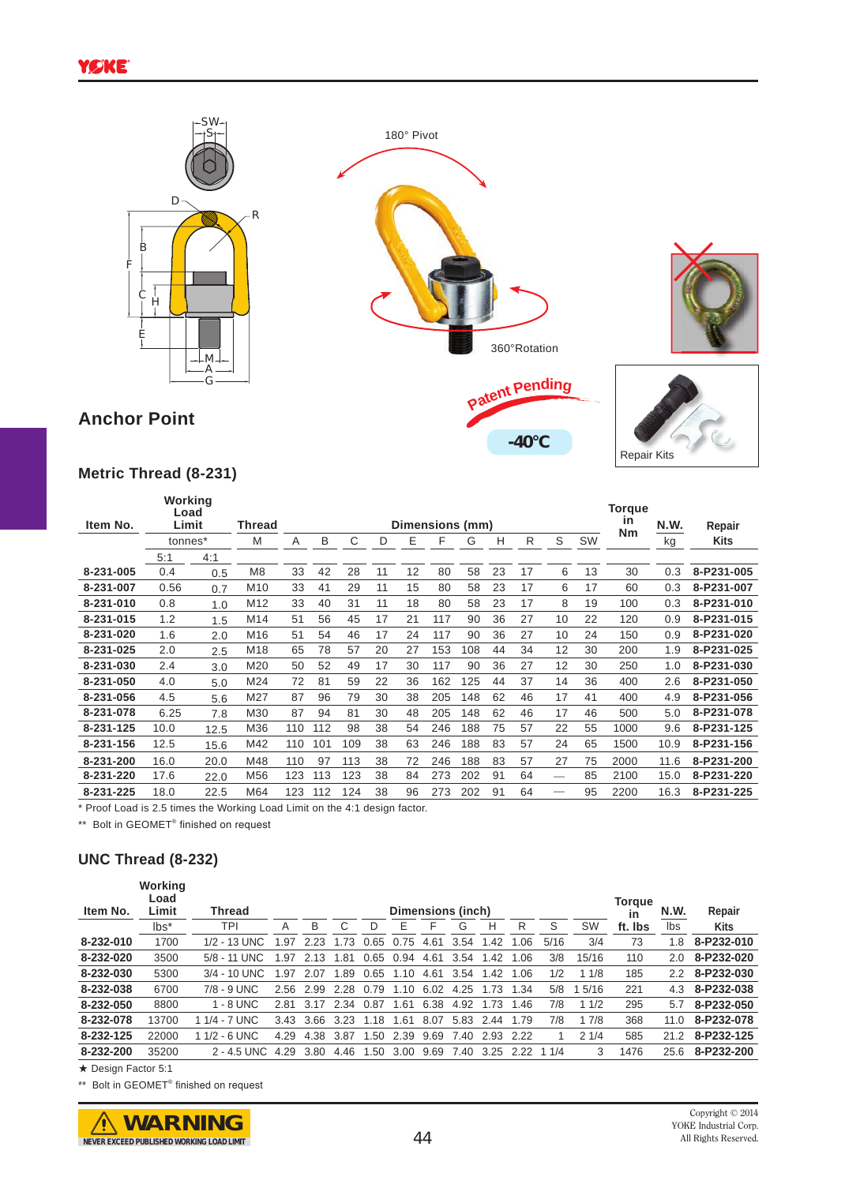## Anchor Point

180° Pivot

360°Rotation

Patent Pending

-40°C

Repair Kits

### Metric Thread (8-231)

| Item No. | Working Load Limit | | Thread | Dimensions (mm) | | | | | | | | | | | Torque in Nm | N.W. | Repair Kits |
|---|---|---|---|---|---|---|---|---|---|---|---|---|---|---|---|---|---|
| | tonnes* | | M | A | B | C | D | E | F | G | H | R | S | SW | | kg | |
| | 5:1 | 4:1 | | | | | | | | | | | | | | | |
| 8-231-005 | 0.4 | 0.5 | M8 | 33 | 42 | 28 | 11 | 12 | 80 | 58 | 23 | 17 | 6 | 13 | 30 | 0.3 | 8-P231-005 |
| 8-231-007 | 0.56 | 0.7 | M10 | 33 | 41 | 29 | 11 | 15 | 80 | 58 | 23 | 17 | 6 | 17 | 60 | 0.3 | 8-P231-007 |
| 8-231-010 | 0.8 | 1.0 | M12 | 33 | 40 | 31 | 11 | 18 | 80 | 58 | 23 | 17 | 8 | 19 | 100 | 0.3 | 8-P231-010 |
| 8-231-015 | 1.2 | 1.5 | M14 | 51 | 56 | 45 | 17 | 21 | 117 | 90 | 36 | 27 | 10 | 22 | 120 | 0.9 | 8-P231-015 |
| 8-231-020 | 1.6 | 2.0 | M16 | 51 | 54 | 46 | 17 | 24 | 117 | 90 | 36 | 27 | 10 | 24 | 150 | 0.9 | 8-P231-020 |
| 8-231-025 | 2.0 | 2.5 | M18 | 65 | 78 | 57 | 20 | 27 | 153 | 108 | 44 | 34 | 12 | 30 | 200 | 1.9 | 8-P231-025 |
| 8-231-030 | 2.4 | 3.0 | M20 | 50 | 52 | 49 | 17 | 30 | 117 | 90 | 36 | 27 | 12 | 30 | 250 | 1.0 | 8-P231-030 |
| 8-231-050 | 4.0 | 5.0 | M24 | 72 | 81 | 59 | 22 | 36 | 162 | 125 | 44 | 37 | 14 | 36 | 400 | 2.6 | 8-P231-050 |
| 8-231-056 | 4.5 | 5.6 | M27 | 87 | 96 | 79 | 30 | 38 | 205 | 148 | 62 | 46 | 17 | 41 | 400 | 4.9 | 8-P231-056 |
| 8-231-078 | 6.25 | 7.8 | M30 | 87 | 94 | 81 | 30 | 48 | 205 | 148 | 62 | 46 | 17 | 46 | 500 | 5.0 | 8-P231-078 |
| 8-231-125 | 10.0 | 12.5 | M36 | 110 | 112 | 98 | 38 | 54 | 246 | 188 | 75 | 57 | 22 | 55 | 1000 | 9.6 | 8-P231-125 |
| 8-231-156 | 12.5 | 15.6 | M42 | 110 | 101 | 109 | 38 | 63 | 246 | 188 | 83 | 57 | 24 | 65 | 1500 | 10.9 | 8-P231-156 |
| 8-231-200 | 16.0 | 20.0 | M48 | 110 | 97 | 113 | 38 | 72 | 246 | 188 | 83 | 57 | 27 | 75 | 2000 | 11.6 | 8-P231-200 |
| 8-231-220 | 17.6 | 22.0 | M56 | 123 | 113 | 123 | 38 | 84 | 273 | 202 | 91 | 64 | — | 85 | 2100 | 15.0 | 8-P231-220 |
| 8-231-225 | 18.0 | 22.5 | M64 | 123 | 112 | 124 | 38 | 96 | 273 | 202 | 91 | 64 | — | 95 | 2200 | 16.3 | 8-P231-225 |

\* Proof Load is 2.5 times the Working Load Limit on the 4:1 design factor.

** Bolt in GEOMET® finished on request

### UNC Thread (8-232)

| Item No. | Working Load Limit | Thread | Dimensions (inch) | | | | | | | | | | | Torque in ft. lbs | N.W. | Repair Kits |
|---|---|---|---|---|---|---|---|---|---|---|---|---|---|---|---|---|
| | lbs* | TPI | A | B | C | D | E | F | G | H | R | S | SW | | lbs | |
| 8-232-010 | 1700 | 1/2 - 13 UNC | 1.97 | 2.23 | 1.73 | 0.65 | 0.75 | 4.61 | 3.54 | 1.42 | 1.06 | 5/16 | 3/4 | 73 | 1.8 | 8-P232-010 |
| 8-232-020 | 3500 | 5/8 - 11 UNC | 1.97 | 2.13 | 1.81 | 0.65 | 0.94 | 4.61 | 3.54 | 1.42 | 1.06 | 3/8 | 15/16 | 110 | 2.0 | 8-P232-020 |
| 8-232-030 | 5300 | 3/4 - 10 UNC | 1.97 | 2.07 | 1.89 | 0.65 | 1.10 | 4.61 | 3.54 | 1.42 | 1.06 | 1/2 | 1 1/8 | 185 | 2.2 | 8-P232-030 |
| 8-232-038 | 6700 | 7/8 - 9 UNC | 2.56 | 2.99 | 2.28 | 0.79 | 1.10 | 6.02 | 4.25 | 1.73 | 1.34 | 5/8 | 1 5/16 | 221 | 4.3 | 8-P232-038 |
| 8-232-050 | 8800 | 1 - 8 UNC | 2.81 | 3.17 | 2.34 | 0.87 | 1.61 | 6.38 | 4.92 | 1.73 | 1.46 | 7/8 | 1 1/2 | 295 | 5.7 | 8-P232-050 |
| 8-232-078 | 13700 | 1 1/4 - 7 UNC | 3.43 | 3.66 | 3.23 | 1.18 | 1.61 | 8.07 | 5.83 | 2.44 | 1.79 | 7/8 | 1 7/8 | 368 | 11.0 | 8-P232-078 |
| 8-232-125 | 22000 | 1 1/2 - 6 UNC | 4.29 | 4.38 | 3.87 | 1.50 | 2.39 | 9.69 | 7.40 | 2.93 | 2.22 | 1 | 2 1/4 | 585 | 21.2 | 8-P232-125 |
| 8-232-200 | 35200 | 2 - 4.5 UNC | 4.29 | 3.80 | 4.46 | 1.50 | 3.00 | 9.69 | 7.40 | 3.25 | 2.22 | 1 1/4 | 3 | 1476 | 25.6 | 8-P232-200 |

★ Design Factor 5:1

** Bolt in GEOMET® finished on request

WARNING
NEVER EXCEED PUBLISHED WORKING LOAD LIMIT

Copyright © 2014
YOKE Industrial Corp.
All Rights Reserved.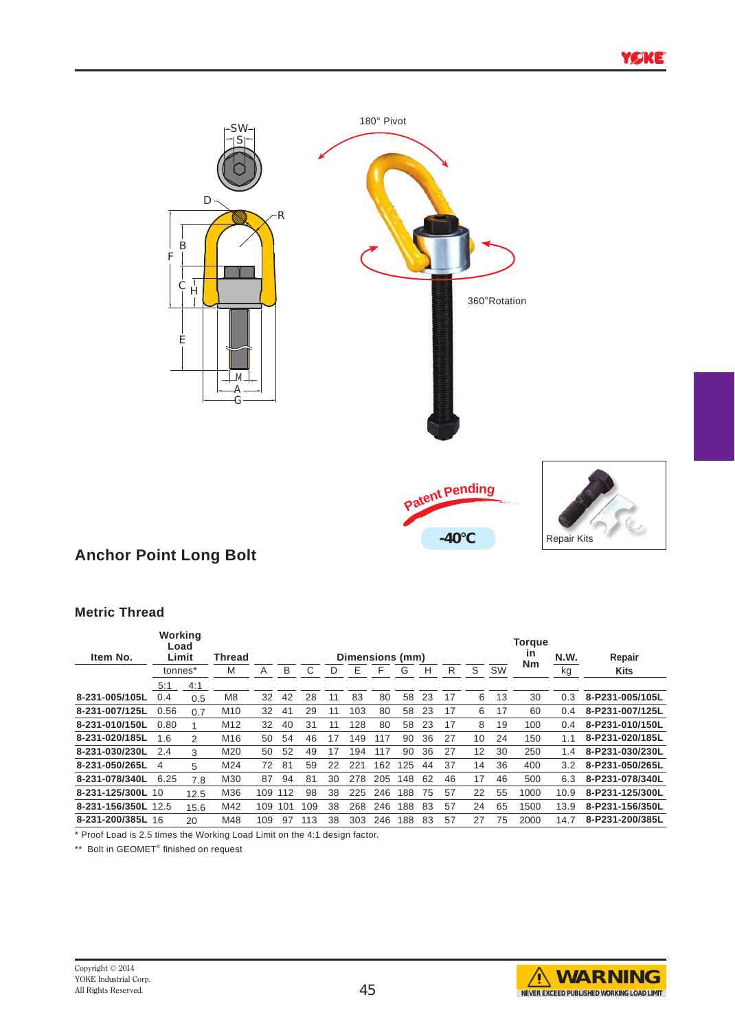180° Pivot

360°Rotation

Patent Pending

-40°C

Repair Kits

## Anchor Point Long Bolt

### Metric Thread

| Item No. | Working Load Limit | | Thread | Dimensions (mm) | | | | | | | | | | | Torque in Nm | N.W. | Repair Kits |
|---|---|---|---|---|---|---|---|---|---|---|---|---|---|---|---|---|---|
| | tonnes* | | M | A | B | C | D | E | F | G | H | R | S | SW | | kg | |
| | 5:1 | 4:1 | | | | | | | | | | | | | | | |
| 8-231-005/105L | 0.4 | 0.5 | M8 | 32 | 42 | 28 | 11 | 83 | 80 | 58 | 23 | 17 | 6 | 13 | 30 | 0.3 | 8-P231-005/105L |
| 8-231-007/125L | 0.56 | 0.7 | M10 | 32 | 41 | 29 | 11 | 103 | 80 | 58 | 23 | 17 | 6 | 17 | 60 | 0.4 | 8-P231-007/125L |
| 8-231-010/150L | 0.80 | 1 | M12 | 32 | 40 | 31 | 11 | 128 | 80 | 58 | 23 | 17 | 8 | 19 | 100 | 0.4 | 8-P231-010/150L |
| 8-231-020/185L | 1.6 | 2 | M16 | 50 | 54 | 46 | 17 | 149 | 117 | 90 | 36 | 27 | 10 | 24 | 150 | 1.1 | 8-P231-020/185L |
| 8-231-030/230L | 2.4 | 3 | M20 | 50 | 52 | 49 | 17 | 194 | 117 | 90 | 36 | 27 | 12 | 30 | 250 | 1.4 | 8-P231-030/230L |
| 8-231-050/265L | 4 | 5 | M24 | 72 | 81 | 59 | 22 | 221 | 162 | 125 | 44 | 37 | 14 | 36 | 400 | 3.2 | 8-P231-050/265L |
| 8-231-078/340L | 6.25 | 7.8 | M30 | 87 | 94 | 81 | 30 | 278 | 205 | 148 | 62 | 46 | 17 | 46 | 500 | 6.3 | 8-P231-078/340L |
| 8-231-125/300L | 10 | 12.5 | M36 | 109 | 112 | 98 | 38 | 225 | 246 | 188 | 75 | 57 | 22 | 55 | 1000 | 10.9 | 8-P231-125/300L |
| 8-231-156/350L | 12.5 | 15.6 | M42 | 109 | 101 | 109 | 38 | 268 | 246 | 188 | 83 | 57 | 24 | 65 | 1500 | 13.9 | 8-P231-156/350L |
| 8-231-200/385L | 16 | 20 | M48 | 109 | 97 | 113 | 38 | 303 | 246 | 188 | 83 | 57 | 27 | 75 | 2000 | 14.7 | 8-P231-200/385L |

* Proof Load is 2.5 times the Working Load Limit on the 4:1 design factor.

** Bolt in GEOMET® finished on request

Copyright © 2014
YOKE Industrial Corp.
All Rights Reserved.

WARNING
NEVER EXCEED PUBLISHED WORKING LOAD LIMIT